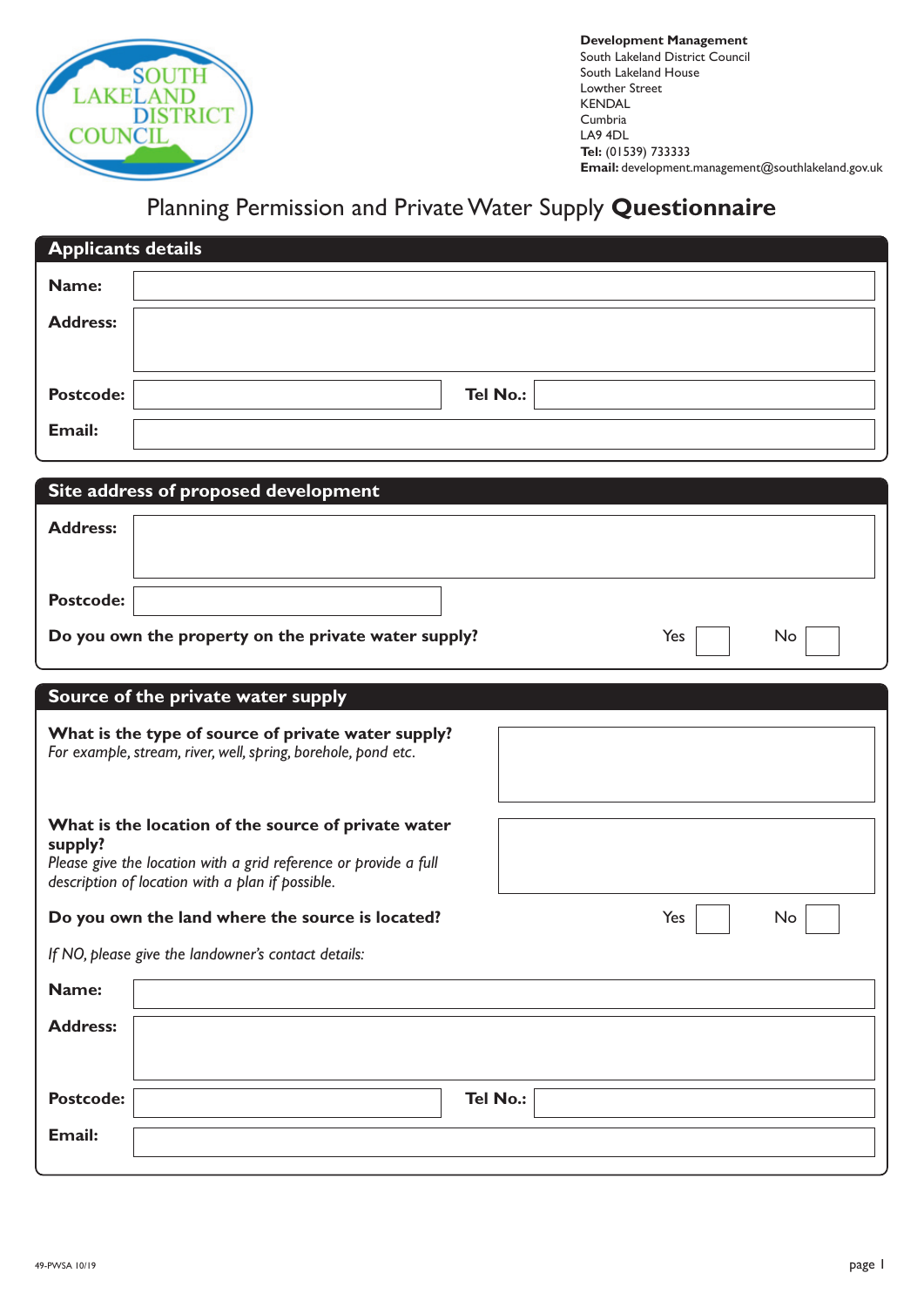SOUTH LAKELAND DISTRICT COUNCIL

**Development Management**
South Lakeland District Council
South Lakeland House
Lowther Street
KENDAL
Cumbria
LA9 4DL
**Tel:** (01539) 733333
**Email:** development.management@southlakeland.gov.uk

# Planning Permission and Private Water Supply **Questionnaire**

## Applicants details

**Name:**

**Address:**

**Postcode:** **Tel No.:**

**Email:**

## Site address of proposed development

**Address:**

**Postcode:**

**Do you own the property on the private water supply?** Yes ☐ No ☐

## Source of the private water supply

**What is the type of source of private water supply?**
*For example, stream, river, well, spring, borehole, pond etc.*

**What is the location of the source of private water supply?**
*Please give the location with a grid reference or provide a full description of location with a plan if possible.*

**Do you own the land where the source is located?** Yes ☐ No ☐

*If NO, please give the landowner's contact details:*

**Name:**

**Address:**

**Postcode:** **Tel No.:**

**Email:**

49-PWSA 10/19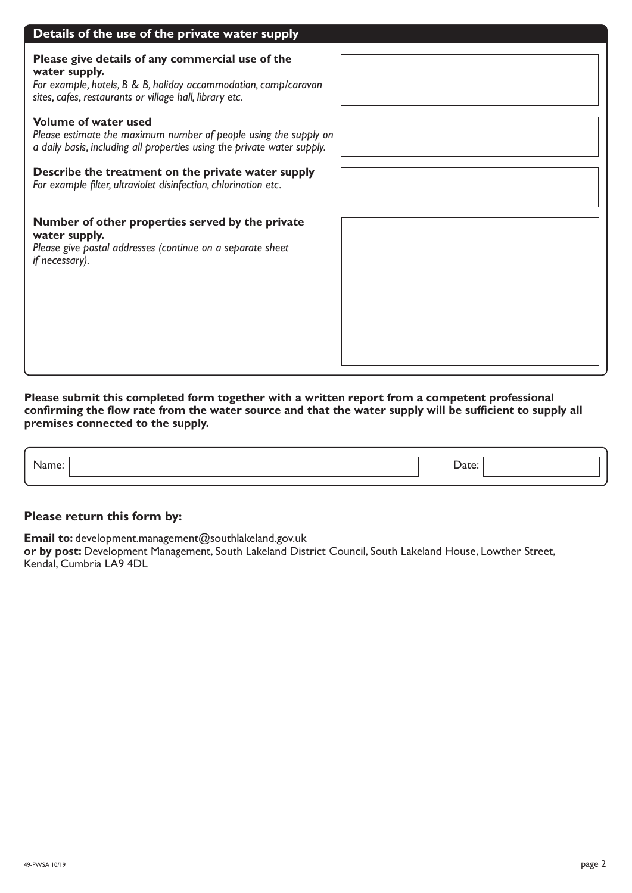## Details of the use of the private water supply

**Please give details of any commercial use of the water supply.**
*For example, hotels, B & B, holiday accommodation, camp/caravan sites, cafes, restaurants or village hall, library etc.*

**Volume of water used**
*Please estimate the maximum number of people using the supply on a daily basis, including all properties using the private water supply.*

**Describe the treatment on the private water supply**
*For example filter, ultraviolet disinfection, chlorination etc.*

**Number of other properties served by the private water supply.**
*Please give postal addresses (continue on a separate sheet if necessary).*

**Please submit this completed form together with a written report from a competent professional confirming the flow rate from the water source and that the water supply will be sufficient to supply all premises connected to the supply.**

Name: 

Date: 

### Please return this form by:

**Email to:** development.management@southlakeland.gov.uk
**or by post:** Development Management, South Lakeland District Council, South Lakeland House, Lowther Street, Kendal, Cumbria LA9 4DL

49-PWSA 10/19